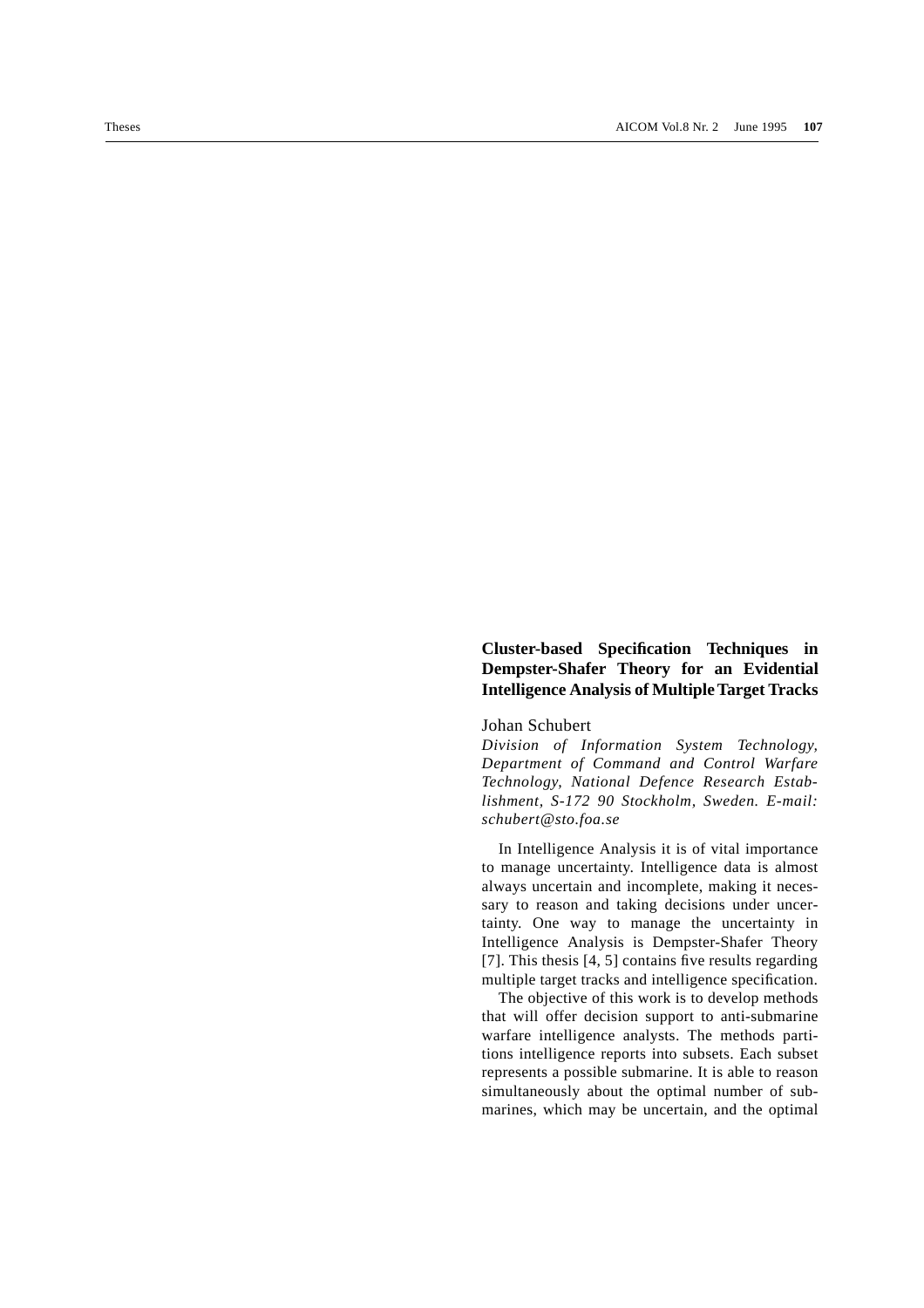# Cluster-based Specification Techniques in Dempster-Shafer Theory for an Evidential Intelligence Analysis of Multiple Target Tracks

Johan Schubert

*Division of Information System Technology, Department of Command and Control Warfare Technology, National Defence Research Establishment, S-172 90 Stockholm, Sweden. E-mail: schubert@sto.foa.se*

In Intelligence Analysis it is of vital importance to manage uncertainty. Intelligence data is almost always uncertain and incomplete, making it necessary to reason and taking decisions under uncertainty. One way to manage the uncertainty in Intelligence Analysis is Dempster-Shafer Theory [7]. This thesis [4, 5] contains five results regarding multiple target tracks and intelligence specification.

The objective of this work is to develop methods that will offer decision support to anti-submarine warfare intelligence analysts. The methods partitions intelligence reports into subsets. Each subset represents a possible submarine. It is able to reason simultaneously about the optimal number of submarines, which may be uncertain, and the optimal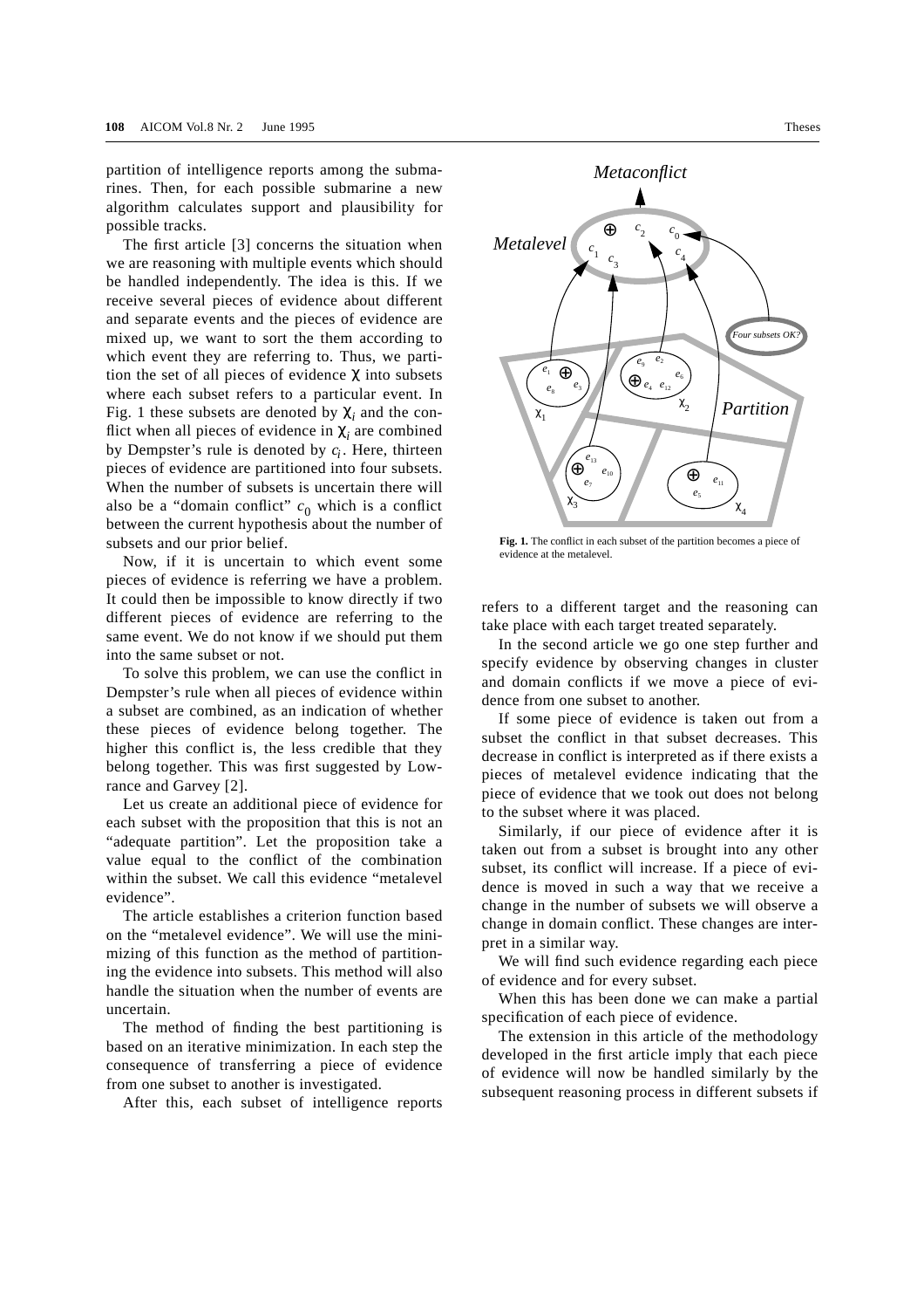partition of intelligence reports among the submarines. Then, for each possible submarine a new algorithm calculates support and plausibility for possible tracks.

The first article [3] concerns the situation when we are reasoning with multiple events which should be handled independently. The idea is this. If we receive several pieces of evidence about different and separate events and the pieces of evidence are mixed up, we want to sort the them according to which event they are referring to. Thus, we partition the set of all pieces of evidence $\chi$ into subsets where each subset refers to a particular event. In Fig. 1 these subsets are denoted by $\chi_i$ and the conflict when all pieces of evidence in $\chi_i$ are combined by Dempster's rule is denoted by $c_i$. Here, thirteen pieces of evidence are partitioned into four subsets. When the number of subsets is uncertain there will also be a "domain conflict" $c_0$ which is a conflict between the current hypothesis about the number of subsets and our prior belief.

Now, if it is uncertain to which event some pieces of evidence is referring we have a problem. It could then be impossible to know directly if two different pieces of evidence are referring to the same event. We do not know if we should put them into the same subset or not.

To solve this problem, we can use the conflict in Dempster's rule when all pieces of evidence within a subset are combined, as an indication of whether these pieces of evidence belong together. The higher this conflict is, the less credible that they belong together. This was first suggested by Lowrance and Garvey [2].

Let us create an additional piece of evidence for each subset with the proposition that this is not an "adequate partition". Let the proposition take a value equal to the conflict of the combination within the subset. We call this evidence "metalevel evidence".

The article establishes a criterion function based on the "metalevel evidence". We will use the minimizing of this function as the method of partitioning the evidence into subsets. This method will also handle the situation when the number of events are uncertain.

The method of finding the best partitioning is based on an iterative minimization. In each step the consequence of transferring a piece of evidence from one subset to another is investigated.

After this, each subset of intelligence reports refers to a different target and the reasoning can take place with each target treated separately.

**Fig. 1.** The conflict in each subset of the partition becomes a piece of evidence at the metalevel.

In the second article we go one step further and specify evidence by observing changes in cluster and domain conflicts if we move a piece of evidence from one subset to another.

If some piece of evidence is taken out from a subset the conflict in that subset decreases. This decrease in conflict is interpreted as if there exists a pieces of metalevel evidence indicating that the piece of evidence that we took out does not belong to the subset where it was placed.

Similarly, if our piece of evidence after it is taken out from a subset is brought into any other subset, its conflict will increase. If a piece of evidence is moved in such a way that we receive a change in the number of subsets we will observe a change in domain conflict. These changes are interpret in a similar way.

We will find such evidence regarding each piece of evidence and for every subset.

When this has been done we can make a partial specification of each piece of evidence.

The extension in this article of the methodology developed in the first article imply that each piece of evidence will now be handled similarly by the subsequent reasoning process in different subsets if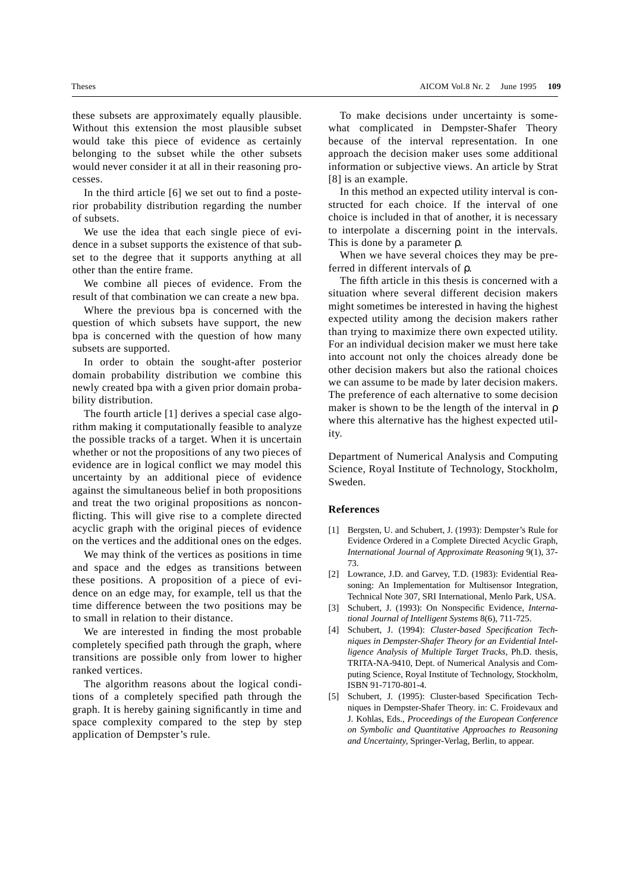these subsets are approximately equally plausible. Without this extension the most plausible subset would take this piece of evidence as certainly belonging to the subset while the other subsets would never consider it at all in their reasoning processes.

In the third article [6] we set out to find a posterior probability distribution regarding the number of subsets.

We use the idea that each single piece of evidence in a subset supports the existence of that subset to the degree that it supports anything at all other than the entire frame.

We combine all pieces of evidence. From the result of that combination we can create a new bpa.

Where the previous bpa is concerned with the question of which subsets have support, the new bpa is concerned with the question of how many subsets are supported.

In order to obtain the sought-after posterior domain probability distribution we combine this newly created bpa with a given prior domain probability distribution.

The fourth article [1] derives a special case algorithm making it computationally feasible to analyze the possible tracks of a target. When it is uncertain whether or not the propositions of any two pieces of evidence are in logical conflict we may model this uncertainty by an additional piece of evidence against the simultaneous belief in both propositions and treat the two original propositions as nonconflicting. This will give rise to a complete directed acyclic graph with the original pieces of evidence on the vertices and the additional ones on the edges.

We may think of the vertices as positions in time and space and the edges as transitions between these positions. A proposition of a piece of evidence on an edge may, for example, tell us that the time difference between the two positions may be to small in relation to their distance.

We are interested in finding the most probable completely specified path through the graph, where transitions are possible only from lower to higher ranked vertices.

The algorithm reasons about the logical conditions of a completely specified path through the graph. It is hereby gaining significantly in time and space complexity compared to the step by step application of Dempster's rule.

To make decisions under uncertainty is somewhat complicated in Dempster-Shafer Theory because of the interval representation. In one approach the decision maker uses some additional information or subjective views. An article by Strat [8] is an example.

In this method an expected utility interval is constructed for each choice. If the interval of one choice is included in that of another, it is necessary to interpolate a discerning point in the intervals. This is done by a parameter $\rho$.

When we have several choices they may be preferred in different intervals of $\rho$.

The fifth article in this thesis is concerned with a situation where several different decision makers might sometimes be interested in having the highest expected utility among the decision makers rather than trying to maximize there own expected utility. For an individual decision maker we must here take into account not only the choices already done be other decision makers but also the rational choices we can assume to be made by later decision makers. The preference of each alternative to some decision maker is shown to be the length of the interval in $\rho$ where this alternative has the highest expected utility.

Department of Numerical Analysis and Computing Science, Royal Institute of Technology, Stockholm, Sweden.

## References

[1] Bergsten, U. and Schubert, J. (1993): Dempster's Rule for Evidence Ordered in a Complete Directed Acyclic Graph, *International Journal of Approximate Reasoning* 9(1), 37-73.

[2] Lowrance, J.D. and Garvey, T.D. (1983): Evidential Reasoning: An Implementation for Multisensor Integration, Technical Note 307, SRI International, Menlo Park, USA.

[3] Schubert, J. (1993): On Nonspecific Evidence, *International Journal of Intelligent Systems* 8(6), 711-725.

[4] Schubert, J. (1994): *Cluster-based Specification Techniques in Dempster-Shafer Theory for an Evidential Intelligence Analysis of Multiple Target Tracks,* Ph.D. thesis, TRITA-NA-9410, Dept. of Numerical Analysis and Computing Science, Royal Institute of Technology, Stockholm, ISBN 91-7170-801-4.

[5] Schubert, J. (1995): Cluster-based Specification Techniques in Dempster-Shafer Theory. in: C. Froidevaux and J. Kohlas, Eds., *Proceedings of the European Conference on Symbolic and Quantitative Approaches to Reasoning and Uncertainty,* Springer-Verlag, Berlin, to appear.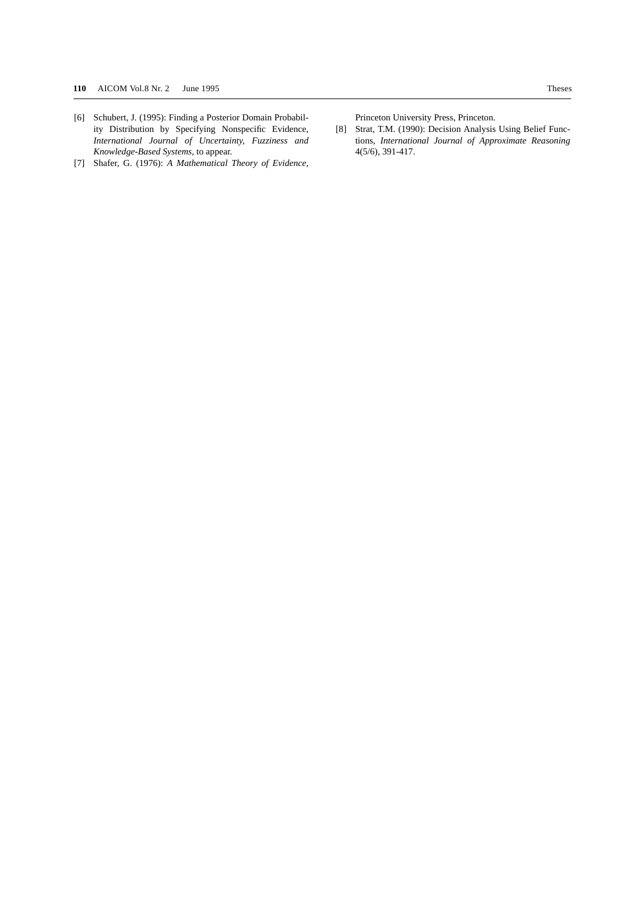[6] Schubert, J. (1995): Finding a Posterior Domain Probability Distribution by Specifying Nonspecific Evidence, *International Journal of Uncertainty, Fuzziness and Knowledge-Based Systems*, to appear.

[7] Shafer, G. (1976): *A Mathematical Theory of Evidence*, Princeton University Press, Princeton.

[8] Strat, T.M. (1990): Decision Analysis Using Belief Functions, *International Journal of Approximate Reasoning* 4(5/6), 391-417.